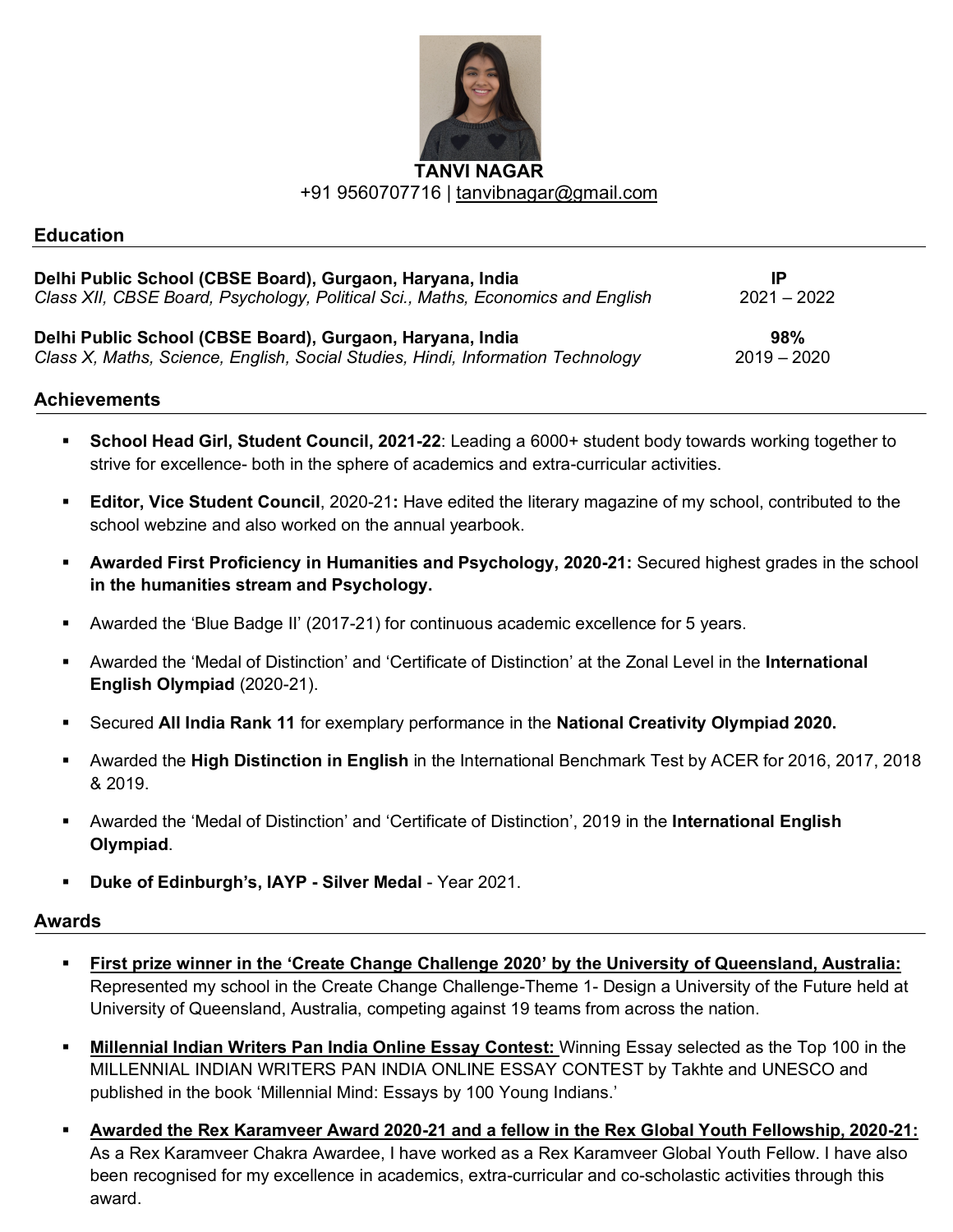**TANVI NAGAR**

+91 9560707716 | tanvibnagar@gmail.com

## Education

**Delhi Public School (CBSE Board), Gurgaon, Haryana, India** — **IP**
*Class XII, CBSE Board, Psychology, Political Sci., Maths, Economics and English* — 2021 – 2022

**Delhi Public School (CBSE Board), Gurgaon, Haryana, India** — **98%**
*Class X, Maths, Science, English, Social Studies, Hindi, Information Technology* — 2019 – 2020

## Achievements

- **School Head Girl, Student Council, 2021-22**: Leading a 6000+ student body towards working together to strive for excellence- both in the sphere of academics and extra-curricular activities.
- **Editor, Vice Student Council**, 2020-21**:** Have edited the literary magazine of my school, contributed to the school webzine and also worked on the annual yearbook.
- **Awarded First Proficiency in Humanities and Psychology, 2020-21:** Secured highest grades in the school **in the humanities stream and Psychology.**
- Awarded the 'Blue Badge II' (2017-21) for continuous academic excellence for 5 years.
- Awarded the 'Medal of Distinction' and 'Certificate of Distinction' at the Zonal Level in the **International English Olympiad** (2020-21).
- Secured **All India Rank 11** for exemplary performance in the **National Creativity Olympiad 2020.**
- Awarded the **High Distinction in English** in the International Benchmark Test by ACER for 2016, 2017, 2018 & 2019.
- Awarded the 'Medal of Distinction' and 'Certificate of Distinction', 2019 in the **International English Olympiad**.
- **Duke of Edinburgh's, IAYP - Silver Medal** - Year 2021.

## Awards

- **First prize winner in the 'Create Change Challenge 2020' by the University of Queensland, Australia:** Represented my school in the Create Change Challenge-Theme 1- Design a University of the Future held at University of Queensland, Australia, competing against 19 teams from across the nation.
- **Millennial Indian Writers Pan India Online Essay Contest:** Winning Essay selected as the Top 100 in the MILLENNIAL INDIAN WRITERS PAN INDIA ONLINE ESSAY CONTEST by Takhte and UNESCO and published in the book 'Millennial Mind: Essays by 100 Young Indians.'
- **Awarded the Rex Karamveer Award 2020-21 and a fellow in the Rex Global Youth Fellowship, 2020-21:** As a Rex Karamveer Chakra Awardee, I have worked as a Rex Karamveer Global Youth Fellow. I have also been recognised for my excellence in academics, extra-curricular and co-scholastic activities through this award.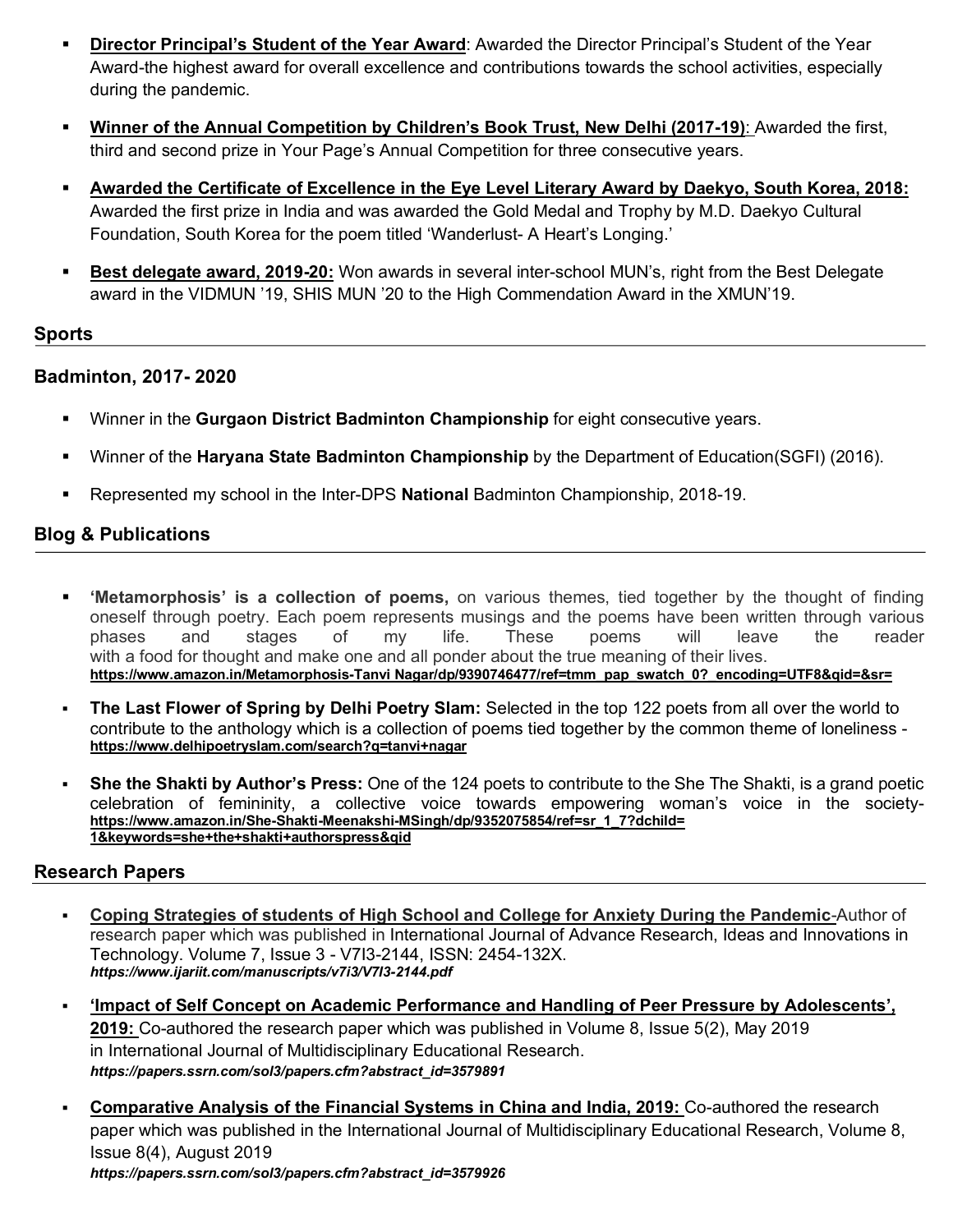- **Director Principal's Student of the Year Award**: Awarded the Director Principal's Student of the Year Award-the highest award for overall excellence and contributions towards the school activities, especially during the pandemic.

- **Winner of the Annual Competition by Children's Book Trust, New Delhi (2017-19)**: Awarded the first, third and second prize in Your Page's Annual Competition for three consecutive years.

- **Awarded the Certificate of Excellence in the Eye Level Literary Award by Daekyo, South Korea, 2018:** Awarded the first prize in India and was awarded the Gold Medal and Trophy by M.D. Daekyo Cultural Foundation, South Korea for the poem titled 'Wanderlust- A Heart's Longing.'

- **Best delegate award, 2019-20:** Won awards in several inter-school MUN's, right from the Best Delegate award in the VIDMUN '19, SHIS MUN '20 to the High Commendation Award in the XMUN'19.

## Sports

### Badminton, 2017- 2020

- Winner in the **Gurgaon District Badminton Championship** for eight consecutive years.
- Winner of the **Haryana State Badminton Championship** by the Department of Education(SGFI) (2016).
- Represented my school in the Inter-DPS **National** Badminton Championship, 2018-19.

## Blog & Publications

- **'Metamorphosis' is a collection of poems,** on various themes, tied together by the thought of finding oneself through poetry. Each poem represents musings and the poems have been written through various phases and stages of my life. These poems will leave the reader with a food for thought and make one and all ponder about the true meaning of their lives.
  **https://www.amazon.in/Metamorphosis-Tanvi Nagar/dp/9390746477/ref=tmm_pap_swatch_0?_encoding=UTF8&qid=&sr=**

- **The Last Flower of Spring by Delhi Poetry Slam:** Selected in the top 122 poets from all over the world to contribute to the anthology which is a collection of poems tied together by the common theme of loneliness - **https://www.delhipoetryslam.com/search?q=tanvi+nagar**

- **She the Shakti by Author's Press:** One of the 124 poets to contribute to the She The Shakti, is a grand poetic celebration of femininity, a collective voice towards empowering woman's voice in the society- **https://www.amazon.in/She-Shakti-Meenakshi-MSingh/dp/9352075854/ref=sr_1_7?dchild=1&keywords=she+the+shakti+authorspress&qid**

## Research Papers

- **Coping Strategies of students of High School and College for Anxiety During the Pandemic**-Author of research paper which was published in International Journal of Advance Research, Ideas and Innovations in Technology. Volume 7, Issue 3 - V7I3-2144, ISSN: 2454-132X.
  ***https://www.ijariit.com/manuscripts/v7i3/V7I3-2144.pdf***

- **'Impact of Self Concept on Academic Performance and Handling of Peer Pressure by Adolescents', 2019:** Co-authored the research paper which was published in Volume 8, Issue 5(2), May 2019 in International Journal of Multidisciplinary Educational Research.
  ***https://papers.ssrn.com/sol3/papers.cfm?abstract_id=3579891***

- **Comparative Analysis of the Financial Systems in China and India, 2019:** Co-authored the research paper which was published in the International Journal of Multidisciplinary Educational Research, Volume 8, Issue 8(4), August 2019
  ***https://papers.ssrn.com/sol3/papers.cfm?abstract_id=3579926***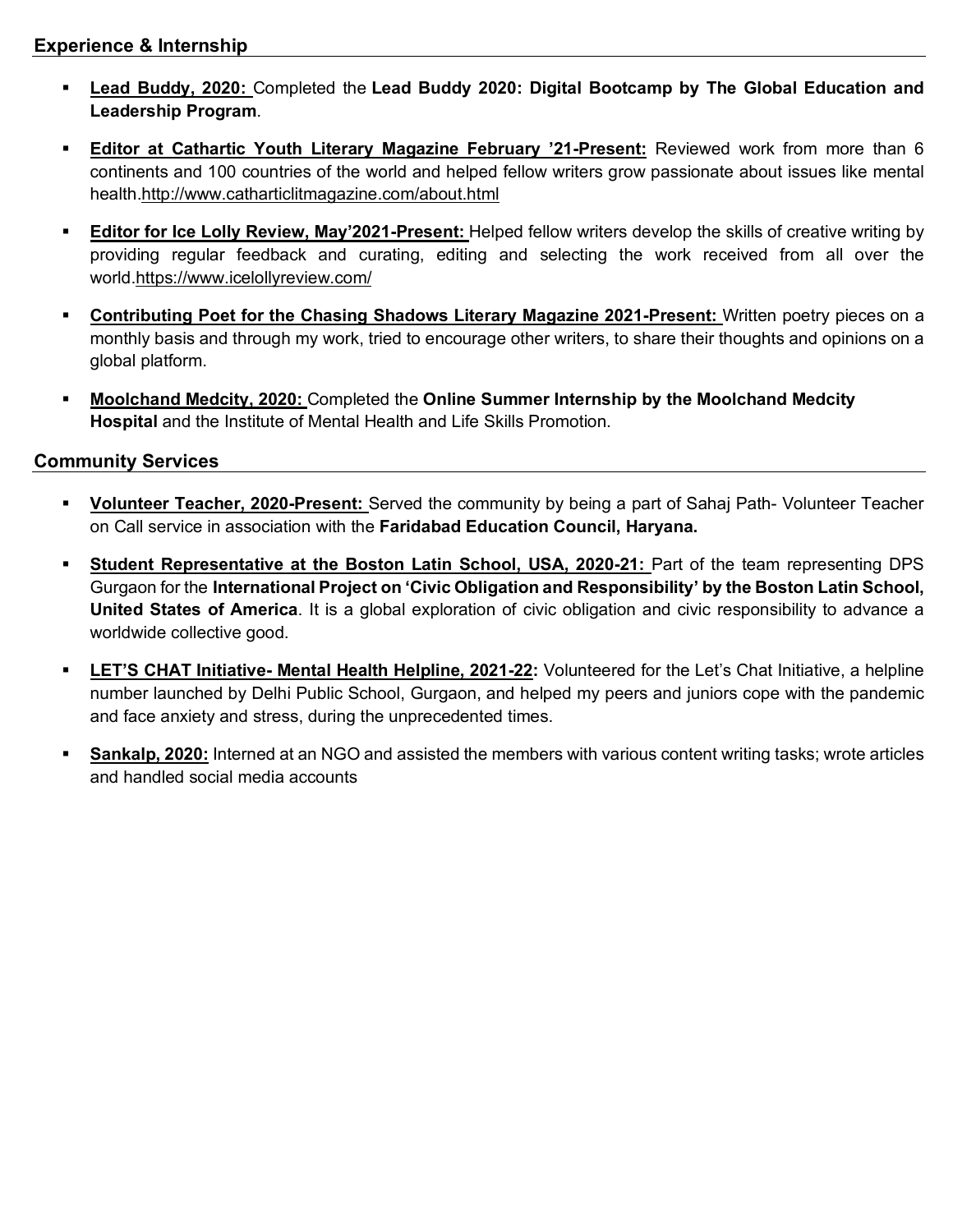## Experience & Internship

- **Lead Buddy, 2020:** Completed the **Lead Buddy 2020: Digital Bootcamp by The Global Education and Leadership Program**.
- **Editor at Cathartic Youth Literary Magazine February '21-Present:** Reviewed work from more than 6 continents and 100 countries of the world and helped fellow writers grow passionate about issues like mental health.http://www.catharticlitmagazine.com/about.html
- **Editor for Ice Lolly Review, May'2021-Present:** Helped fellow writers develop the skills of creative writing by providing regular feedback and curating, editing and selecting the work received from all over the world.https://www.icelollyreview.com/
- **Contributing Poet for the Chasing Shadows Literary Magazine 2021-Present:** Written poetry pieces on a monthly basis and through my work, tried to encourage other writers, to share their thoughts and opinions on a global platform.
- **Moolchand Medcity, 2020:** Completed the **Online Summer Internship by the Moolchand Medcity Hospital** and the Institute of Mental Health and Life Skills Promotion.

## Community Services

- **Volunteer Teacher, 2020-Present:** Served the community by being a part of Sahaj Path- Volunteer Teacher on Call service in association with the **Faridabad Education Council, Haryana.**
- **Student Representative at the Boston Latin School, USA, 2020-21:** Part of the team representing DPS Gurgaon for the **International Project on 'Civic Obligation and Responsibility' by the Boston Latin School, United States of America**. It is a global exploration of civic obligation and civic responsibility to advance a worldwide collective good.
- **LET'S CHAT Initiative- Mental Health Helpline, 2021-22:** Volunteered for the Let's Chat Initiative, a helpline number launched by Delhi Public School, Gurgaon, and helped my peers and juniors cope with the pandemic and face anxiety and stress, during the unprecedented times.
- **Sankalp, 2020:** Interned at an NGO and assisted the members with various content writing tasks; wrote articles and handled social media accounts